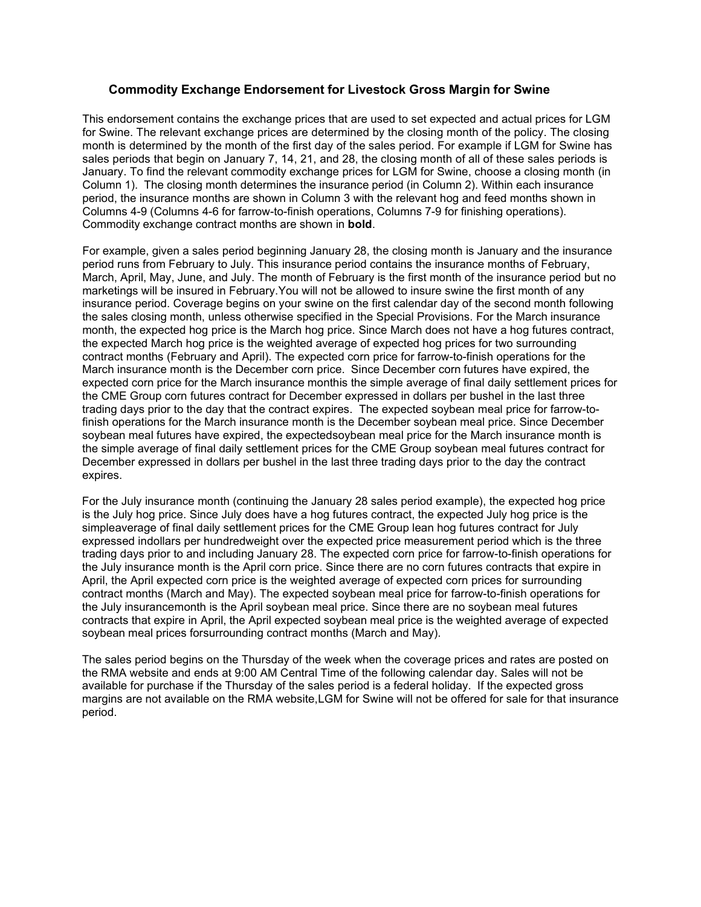## Commodity Exchange Endorsement for Livestock Gross Margin for Swine

This endorsement contains the exchange prices that are used to set expected and actual prices for LGM for Swine. The relevant exchange prices are determined by the closing month of the policy. The closing month is determined by the month of the first day of the sales period. For example if LGM for Swine has sales periods that begin on January 7, 14, 21, and 28, the closing month of all of these sales periods is January. To find the relevant commodity exchange prices for LGM for Swine, choose a closing month (in Column 1). The closing month determines the insurance period (in Column 2). Within each insurance period, the insurance months are shown in Column 3 with the relevant hog and feed months shown in Columns 4-9 (Columns 4-6 for farrow-to-finish operations, Columns 7-9 for finishing operations). Commodity exchange contract months are shown in **bold**.

For example, given a sales period beginning January 28, the closing month is January and the insurance period runs from February to July. This insurance period contains the insurance months of February, March, April, May, June, and July. The month of February is the first month of the insurance period but no marketings will be insured in February.You will not be allowed to insure swine the first month of any insurance period. Coverage begins on your swine on the first calendar day of the second month following the sales closing month, unless otherwise specified in the Special Provisions. For the March insurance month, the expected hog price is the March hog price. Since March does not have a hog futures contract, the expected March hog price is the weighted average of expected hog prices for two surrounding contract months (February and April). The expected corn price for farrow-to-finish operations for the March insurance month is the December corn price. Since December corn futures have expired, the expected corn price for the March insurance monthis the simple average of final daily settlement prices for the CME Group corn futures contract for December expressed in dollars per bushel in the last three trading days prior to the day that the contract expires. The expected soybean meal price for farrow-to-finish operations for the March insurance month is the December soybean meal price. Since December soybean meal futures have expired, the expectedsoybean meal price for the March insurance month is the simple average of final daily settlement prices for the CME Group soybean meal futures contract for December expressed in dollars per bushel in the last three trading days prior to the day the contract expires.

For the July insurance month (continuing the January 28 sales period example), the expected hog price is the July hog price. Since July does have a hog futures contract, the expected July hog price is the simpleaverage of final daily settlement prices for the CME Group lean hog futures contract for July expressed indollars per hundredweight over the expected price measurement period which is the three trading days prior to and including January 28. The expected corn price for farrow-to-finish operations for the July insurance month is the April corn price. Since there are no corn futures contracts that expire in April, the April expected corn price is the weighted average of expected corn prices for surrounding contract months (March and May). The expected soybean meal price for farrow-to-finish operations for the July insurancemonth is the April soybean meal price. Since there are no soybean meal futures contracts that expire in April, the April expected soybean meal price is the weighted average of expected soybean meal prices forsurrounding contract months (March and May).

The sales period begins on the Thursday of the week when the coverage prices and rates are posted on the RMA website and ends at 9:00 AM Central Time of the following calendar day. Sales will not be available for purchase if the Thursday of the sales period is a federal holiday. If the expected gross margins are not available on the RMA website,LGM for Swine will not be offered for sale for that insurance period.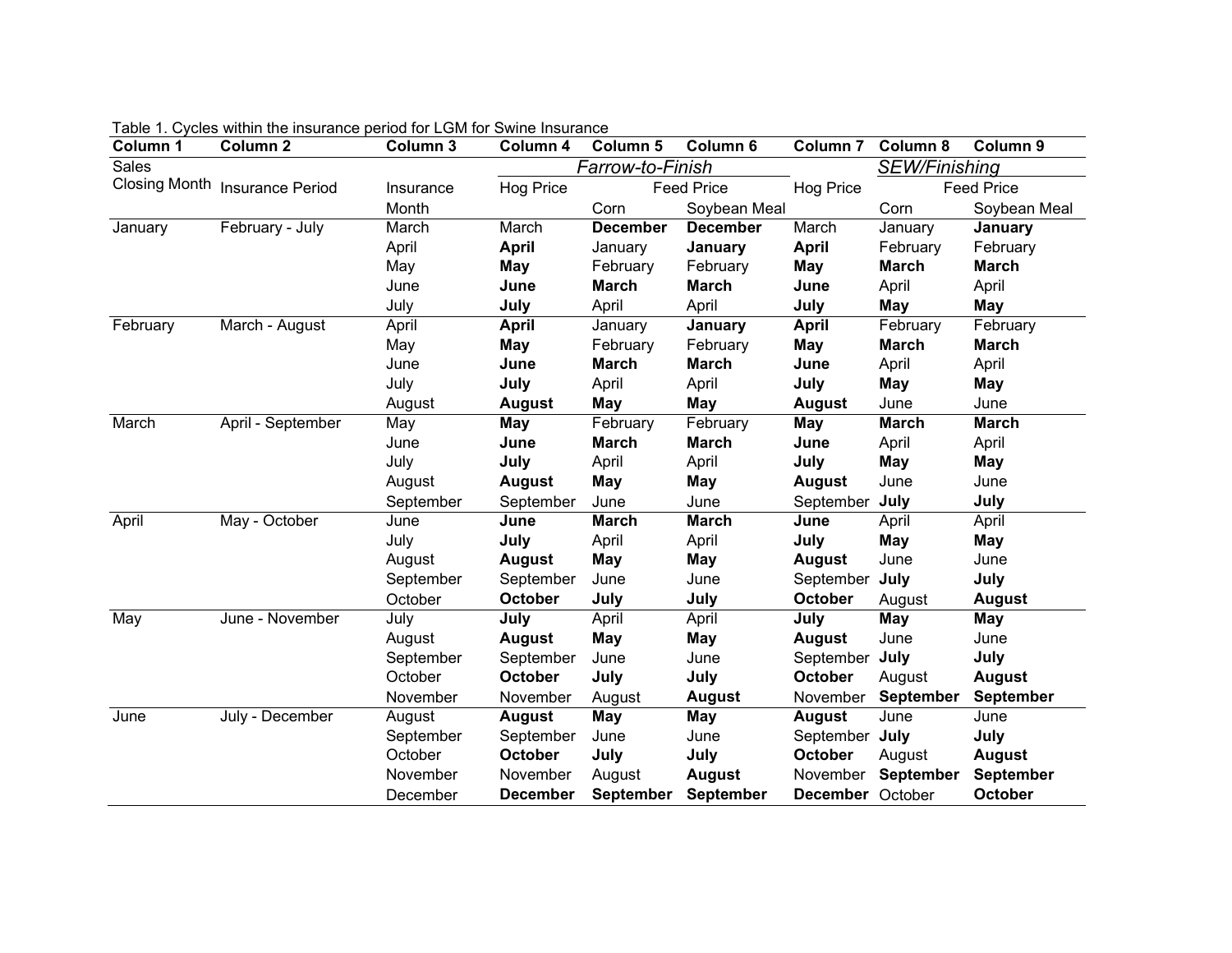Table 1. Cycles within the insurance period for LGM for Swine Insurance

| Column 1 | Column 2 | Column 3 | Column 4 | Column 5 | Column 6 | Column 7 | Column 8 | Column 9 |
|---|---|---|---|---|---|---|---|---|
| Sales Closing Month | Insurance Period | Insurance Month | *Farrow-to-Finish* | | | *SEW/Finishing* | | |
| | | | Hog Price | Feed Price | | Hog Price | Feed Price | |
| | | | | Corn | Soybean Meal | | Corn | Soybean Meal |
| January | February - July | March | March | **December** | **December** | March | January | **January** |
| | | April | **April** | January | **January** | **April** | February | February |
| | | May | **May** | February | February | **May** | **March** | **March** |
| | | June | **June** | **March** | **March** | **June** | April | April |
| | | July | **July** | April | April | **July** | **May** | **May** |
| February | March - August | April | **April** | January | **January** | **April** | February | February |
| | | May | **May** | February | February | **May** | **March** | **March** |
| | | June | **June** | **March** | **March** | **June** | April | April |
| | | July | **July** | April | April | **July** | **May** | **May** |
| | | August | **August** | **May** | **May** | **August** | June | June |
| March | April - September | May | **May** | February | February | **May** | **March** | **March** |
| | | June | **June** | **March** | **March** | **June** | April | April |
| | | July | **July** | April | April | **July** | **May** | **May** |
| | | August | **August** | **May** | **May** | **August** | June | June |
| | | September | September | June | June | September | **July** | **July** |
| April | May - October | June | **June** | **March** | **March** | **June** | April | April |
| | | July | **July** | April | April | **July** | **May** | **May** |
| | | August | **August** | **May** | **May** | **August** | June | June |
| | | September | September | June | June | September | **July** | **July** |
| | | October | **October** | **July** | **July** | **October** | August | **August** |
| May | June - November | July | **July** | April | April | **July** | **May** | **May** |
| | | August | **August** | **May** | **May** | **August** | June | June |
| | | September | September | June | June | September | **July** | **July** |
| | | October | **October** | **July** | **July** | **October** | August | **August** |
| | | November | November | August | **August** | November | **September** | **September** |
| June | July - December | August | **August** | **May** | **May** | **August** | June | June |
| | | September | September | June | June | September | **July** | **July** |
| | | October | **October** | **July** | **July** | **October** | August | **August** |
| | | November | November | August | **August** | November | **September** | **September** |
| | | December | **December** | **September** | **September** | **December** | October | **October** |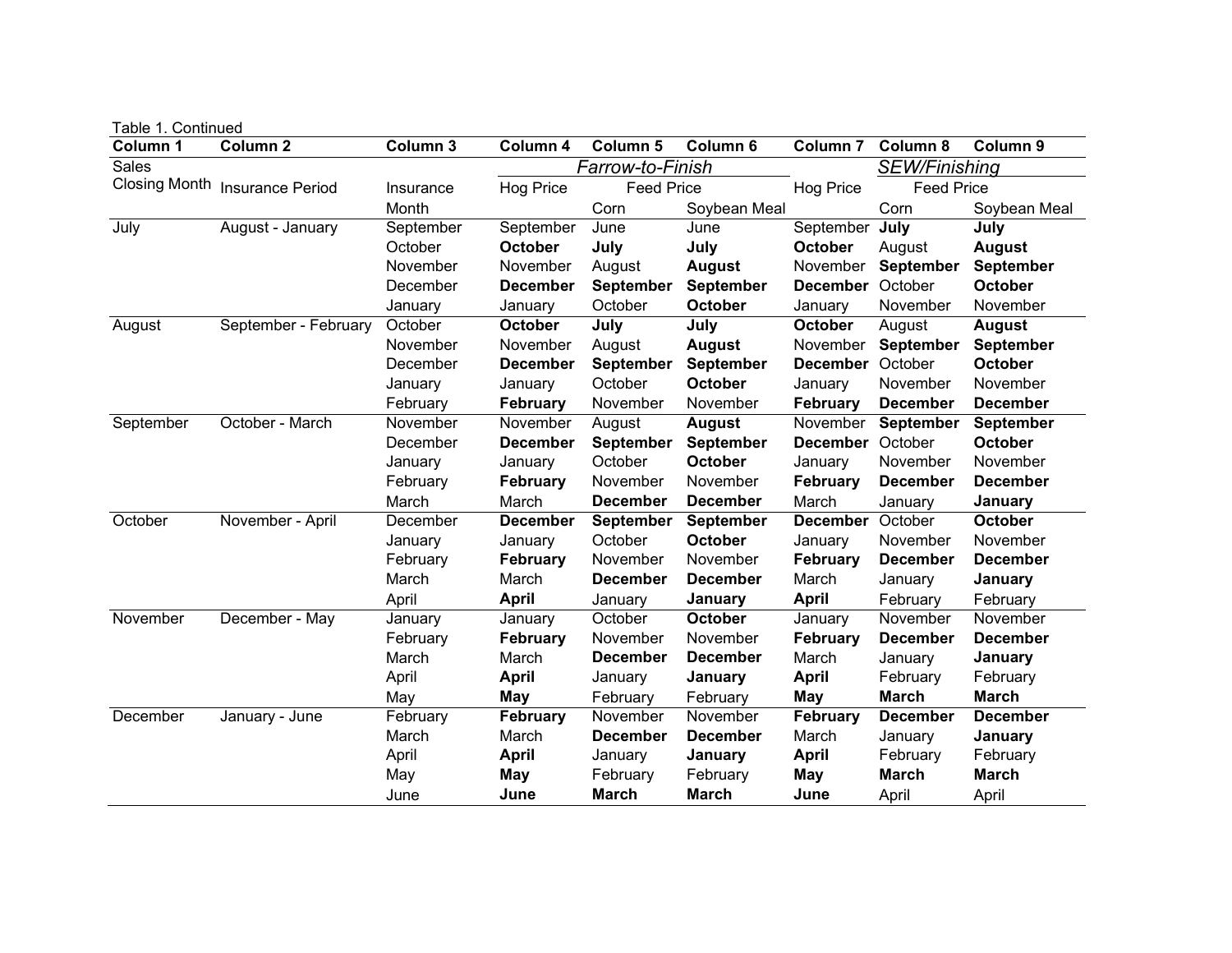Table 1. Continued

| Column 1 | Column 2 | Column 3 | Column 4 | Column 5 | Column 6 | Column 7 | Column 8 | Column 9 |
|---|---|---|---|---|---|---|---|---|
| Sales | | | *Farrow-to-Finish* | | | *SEW/Finishing* | | |
| Closing Month | Insurance Period | Insurance | Hog Price | Feed Price | | Hog Price | Feed Price | |
| | | Month | | Corn | Soybean Meal | | Corn | Soybean Meal |
| July | August - January | September | September | June | June | September | **July** | **July** |
| | | October | **October** | **July** | **July** | **October** | August | **August** |
| | | November | November | August | **August** | November | **September** | **September** |
| | | December | **December** | **September** | **September** | **December** | October | **October** |
| | | January | January | October | **October** | January | November | November |
| August | September - February | October | **October** | **July** | **July** | **October** | August | **August** |
| | | November | November | August | **August** | November | **September** | **September** |
| | | December | **December** | **September** | **September** | **December** | October | **October** |
| | | January | January | October | **October** | January | November | November |
| | | February | **February** | November | November | **February** | **December** | **December** |
| September | October - March | November | November | August | **August** | November | **September** | **September** |
| | | December | **December** | **September** | **September** | **December** | October | **October** |
| | | January | January | October | **October** | January | November | November |
| | | February | **February** | November | November | **February** | **December** | **December** |
| | | March | March | **December** | **December** | March | January | **January** |
| October | November - April | December | **December** | **September** | **September** | **December** | October | **October** |
| | | January | January | October | **October** | January | November | November |
| | | February | **February** | November | November | **February** | **December** | **December** |
| | | March | March | **December** | **December** | March | January | **January** |
| | | April | **April** | January | **January** | **April** | February | February |
| November | December - May | January | January | October | **October** | January | November | November |
| | | February | **February** | November | November | **February** | **December** | **December** |
| | | March | March | **December** | **December** | March | January | **January** |
| | | April | **April** | January | **January** | **April** | February | February |
| | | May | **May** | February | February | **May** | **March** | **March** |
| December | January - June | February | **February** | November | November | **February** | **December** | **December** |
| | | March | March | **December** | **December** | March | January | **January** |
| | | April | **April** | January | **January** | **April** | February | February |
| | | May | **May** | February | February | **May** | **March** | **March** |
| | | June | **June** | **March** | **March** | **June** | April | April |